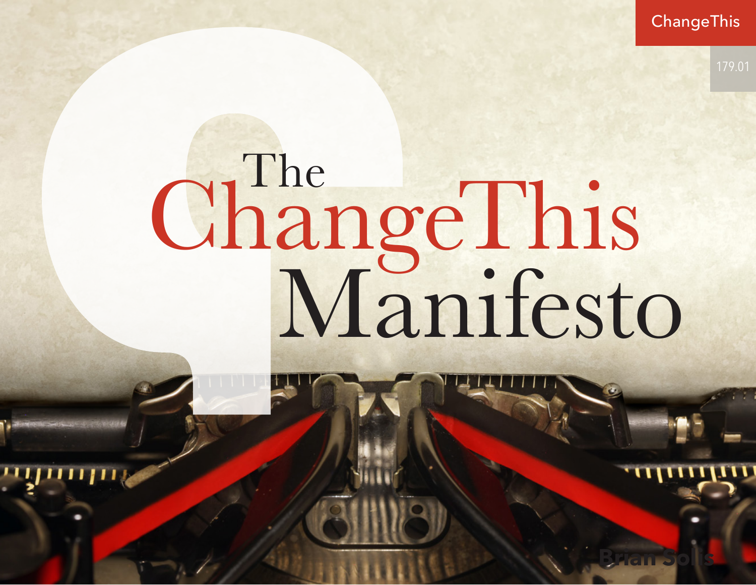ChangeThis

179.01

# The ChangeThis Manifesto

Brian Solis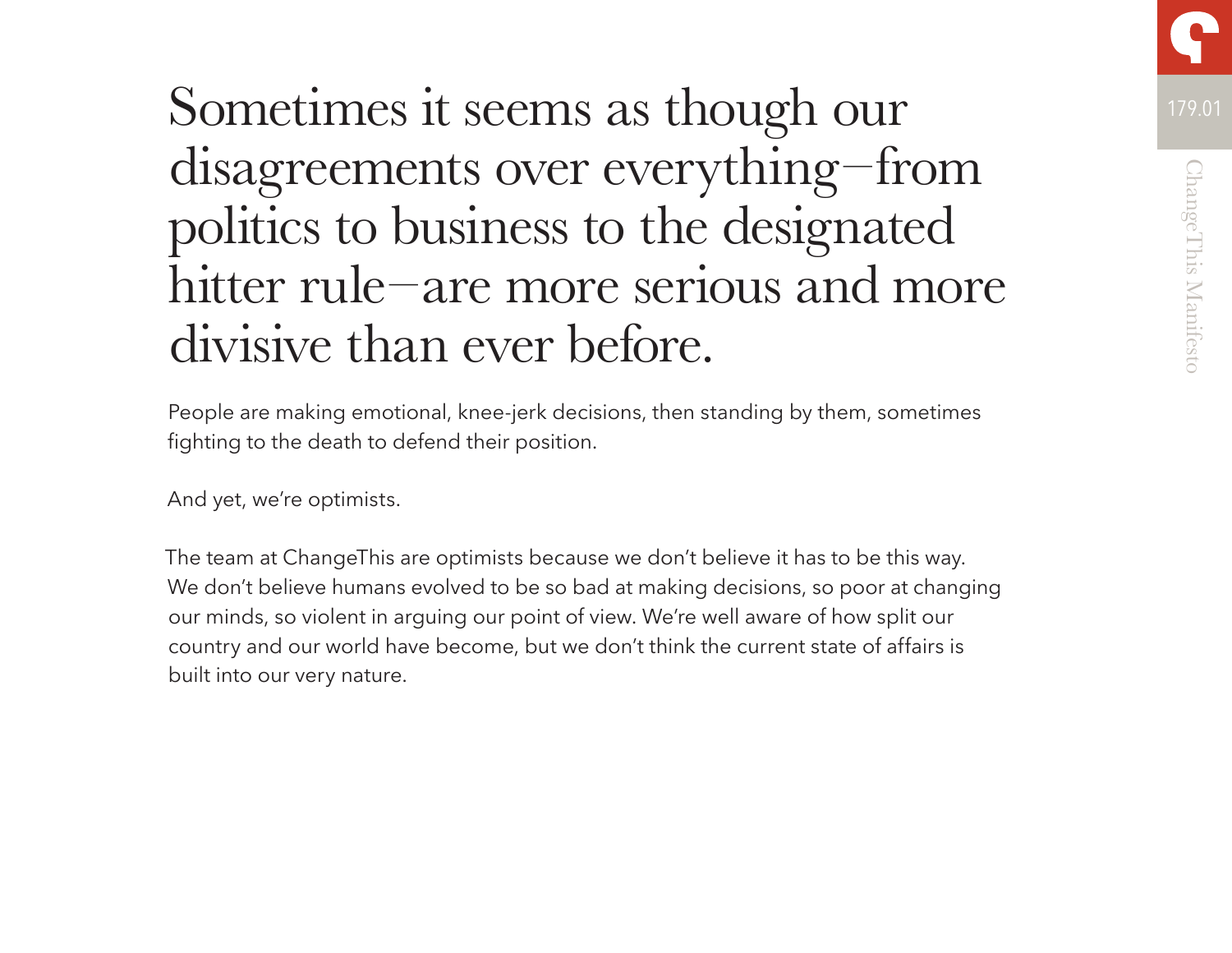# Sometimes it seems as though our disagreements over everything—from politics to business to the designated hitter rule—are more serious and more divisive than ever before.

People are making emotional, knee-jerk decisions, then standing by them, sometimes fighting to the death to defend their position.

And yet, we're optimists.

The team at ChangeThis are optimists because we don't believe it has to be this way. We don't believe humans evolved to be so bad at making decisions, so poor at changing our minds, so violent in arguing our point of view. We're well aware of how split our country and our world have become, but we don't think the current state of affairs is built into our very nature.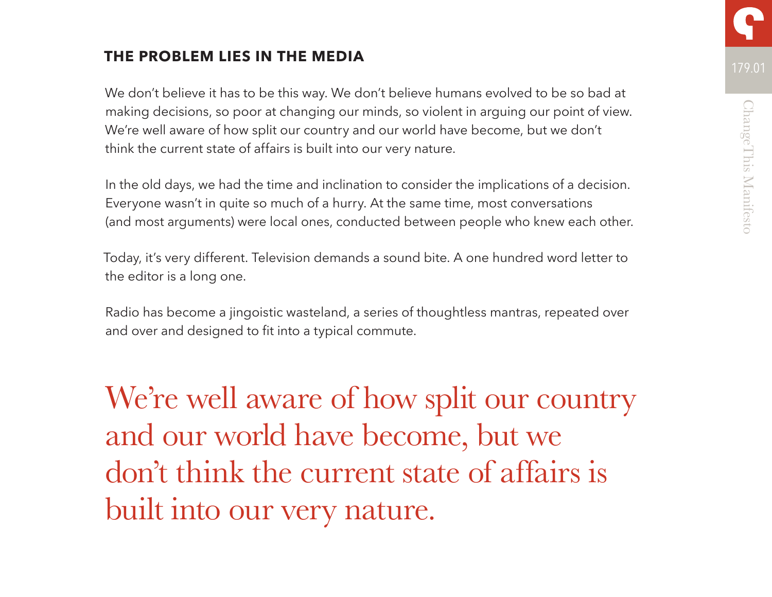## THE PROBLEM LIES IN THE MEDIA

We don't believe it has to be this way. We don't believe humans evolved to be so bad at making decisions, so poor at changing our minds, so violent in arguing our point of view. We're well aware of how split our country and our world have become, but we don't think the current state of affairs is built into our very nature.

In the old days, we had the time and inclination to consider the implications of a decision. Everyone wasn't in quite so much of a hurry. At the same time, most conversations (and most arguments) were local ones, conducted between people who knew each other.

Today, it's very different. Television demands a sound bite. A one hundred word letter to the editor is a long one.

Radio has become a jingoistic wasteland, a series of thoughtless mantras, repeated over and over and designed to fit into a typical commute.

> We're well aware of how split our country and our world have become, but we don't think the current state of affairs is built into our very nature.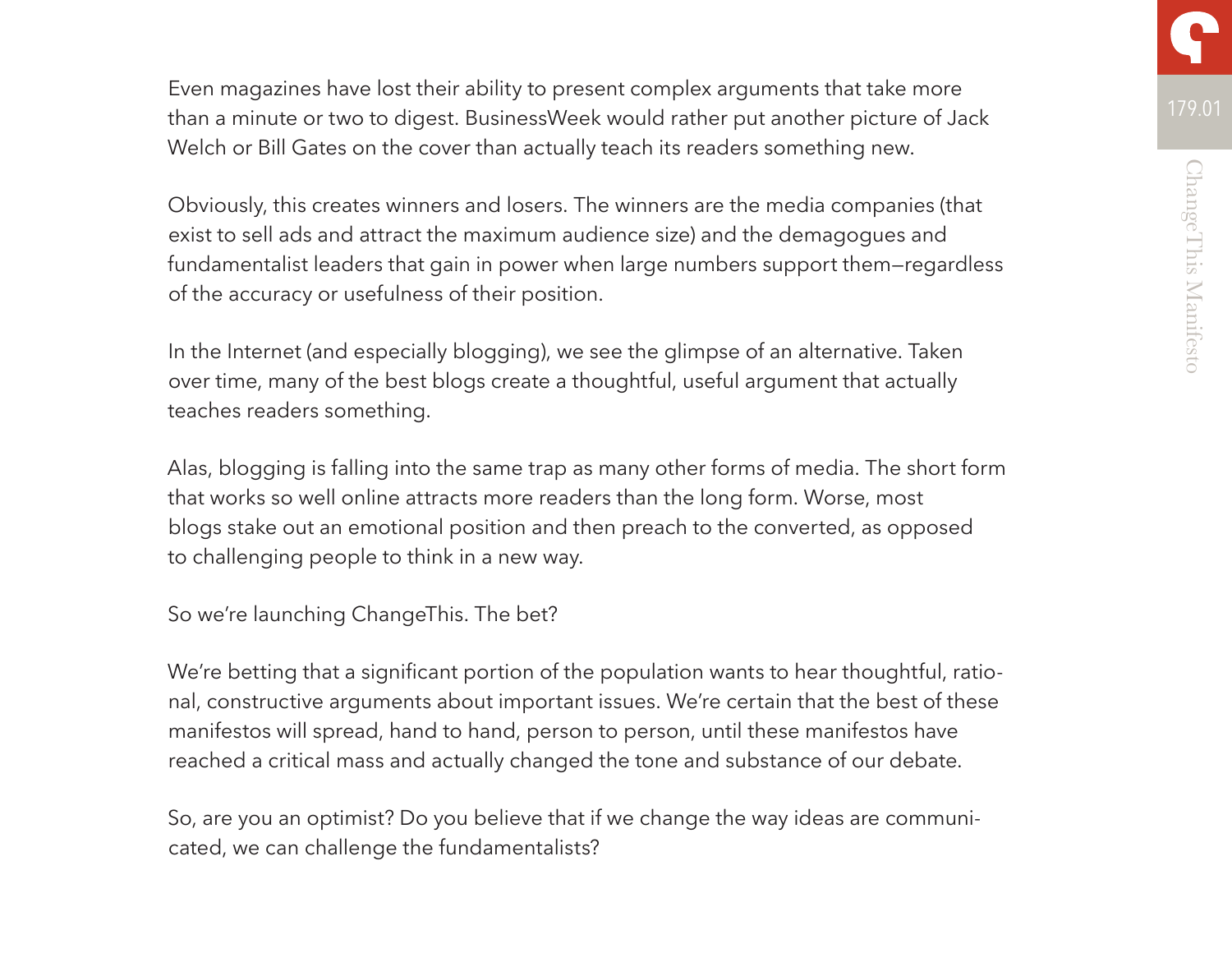Even magazines have lost their ability to present complex arguments that take more than a minute or two to digest. BusinessWeek would rather put another picture of Jack Welch or Bill Gates on the cover than actually teach its readers something new.

Obviously, this creates winners and losers. The winners are the media companies (that exist to sell ads and attract the maximum audience size) and the demagogues and fundamentalist leaders that gain in power when large numbers support them—regardless of the accuracy or usefulness of their position.

In the Internet (and especially blogging), we see the glimpse of an alternative. Taken over time, many of the best blogs create a thoughtful, useful argument that actually teaches readers something.

Alas, blogging is falling into the same trap as many other forms of media. The short form that works so well online attracts more readers than the long form. Worse, most blogs stake out an emotional position and then preach to the converted, as opposed to challenging people to think in a new way.

So we're launching ChangeThis. The bet?

We're betting that a significant portion of the population wants to hear thoughtful, rational, constructive arguments about important issues. We're certain that the best of these manifestos will spread, hand to hand, person to person, until these manifestos have reached a critical mass and actually changed the tone and substance of our debate.

So, are you an optimist? Do you believe that if we change the way ideas are communicated, we can challenge the fundamentalists?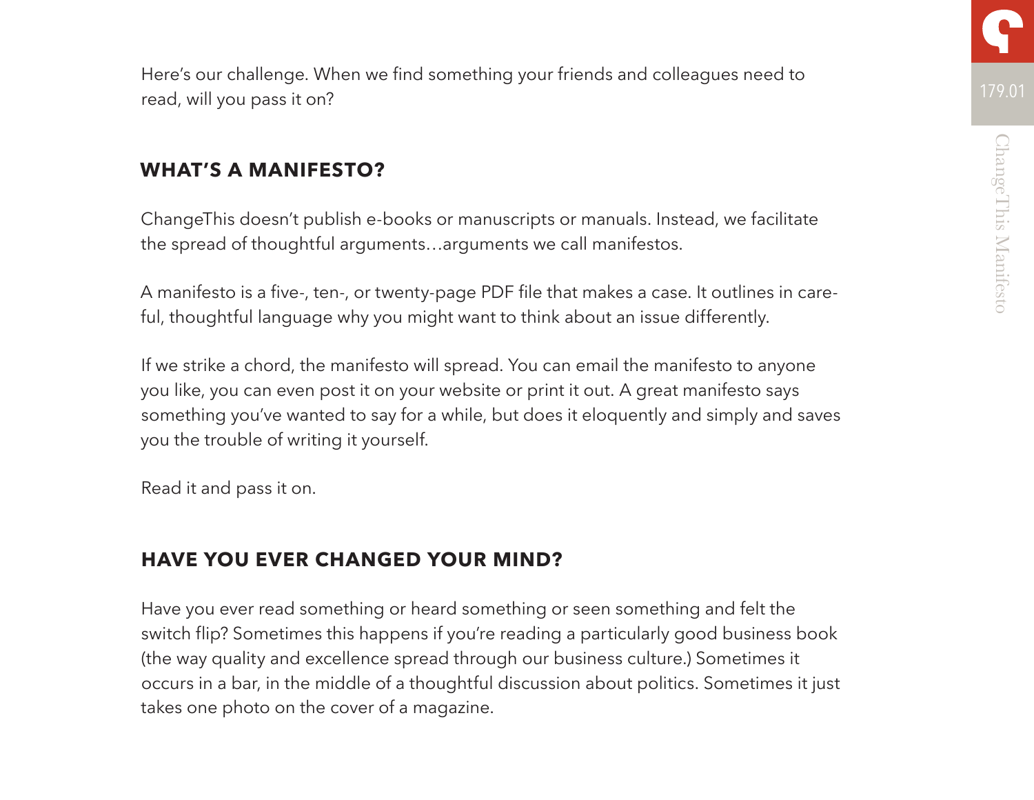Here's our challenge. When we find something your friends and colleagues need to read, will you pass it on?

## WHAT'S A MANIFESTO?

ChangeThis doesn't publish e-books or manuscripts or manuals. Instead, we facilitate the spread of thoughtful arguments…arguments we call manifestos.

A manifesto is a five-, ten-, or twenty-page PDF file that makes a case. It outlines in careful, thoughtful language why you might want to think about an issue differently.

If we strike a chord, the manifesto will spread. You can email the manifesto to anyone you like, you can even post it on your website or print it out. A great manifesto says something you've wanted to say for a while, but does it eloquently and simply and saves you the trouble of writing it yourself.

Read it and pass it on.

## HAVE YOU EVER CHANGED YOUR MIND?

Have you ever read something or heard something or seen something and felt the switch flip? Sometimes this happens if you're reading a particularly good business book (the way quality and excellence spread through our business culture.) Sometimes it occurs in a bar, in the middle of a thoughtful discussion about politics. Sometimes it just takes one photo on the cover of a magazine.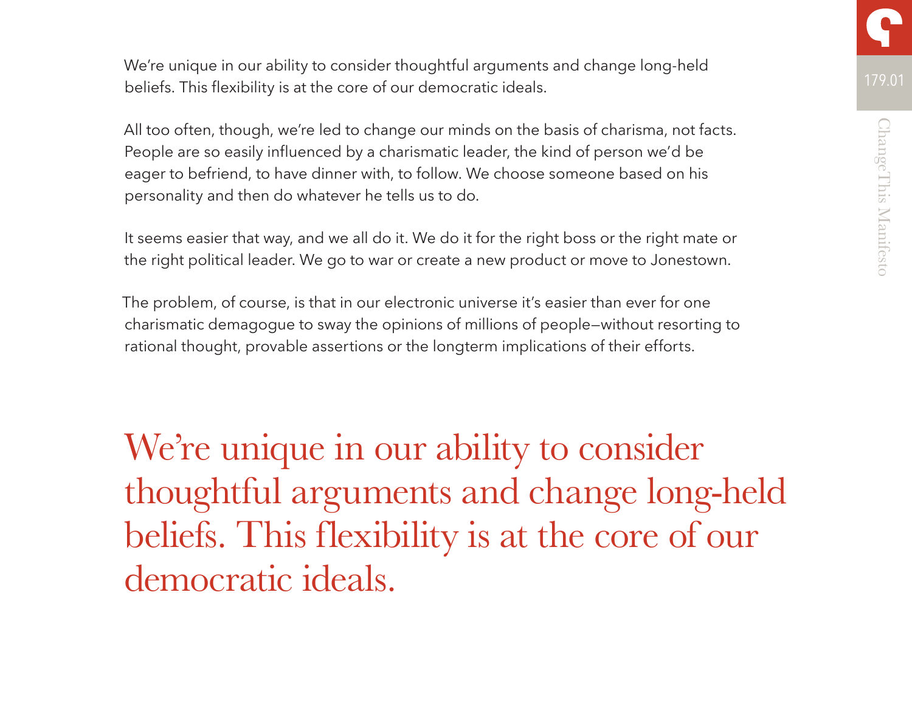We're unique in our ability to consider thoughtful arguments and change long-held beliefs. This flexibility is at the core of our democratic ideals.

All too often, though, we're led to change our minds on the basis of charisma, not facts. People are so easily influenced by a charismatic leader, the kind of person we'd be eager to befriend, to have dinner with, to follow. We choose someone based on his personality and then do whatever he tells us to do.

It seems easier that way, and we all do it. We do it for the right boss or the right mate or the right political leader. We go to war or create a new product or move to Jonestown.

The problem, of course, is that in our electronic universe it's easier than ever for one charismatic demagogue to sway the opinions of millions of people—without resorting to rational thought, provable assertions or the longterm implications of their efforts.

> We're unique in our ability to consider thoughtful arguments and change long-held beliefs. This flexibility is at the core of our democratic ideals.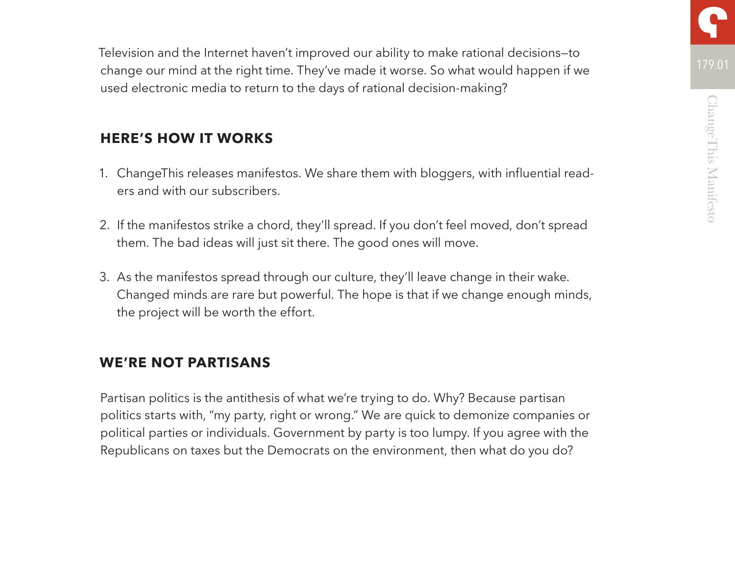Television and the Internet haven't improved our ability to make rational decisions—to change our mind at the right time. They've made it worse. So what would happen if we used electronic media to return to the days of rational decision-making?

## HERE'S HOW IT WORKS

1. ChangeThis releases manifestos. We share them with bloggers, with influential readers and with our subscribers.
2. If the manifestos strike a chord, they'll spread. If you don't feel moved, don't spread them. The bad ideas will just sit there. The good ones will move.
3. As the manifestos spread through our culture, they'll leave change in their wake. Changed minds are rare but powerful. The hope is that if we change enough minds, the project will be worth the effort.

## WE'RE NOT PARTISANS

Partisan politics is the antithesis of what we're trying to do. Why? Because partisan politics starts with, "my party, right or wrong." We are quick to demonize companies or political parties or individuals. Government by party is too lumpy. If you agree with the Republicans on taxes but the Democrats on the environment, then what do you do?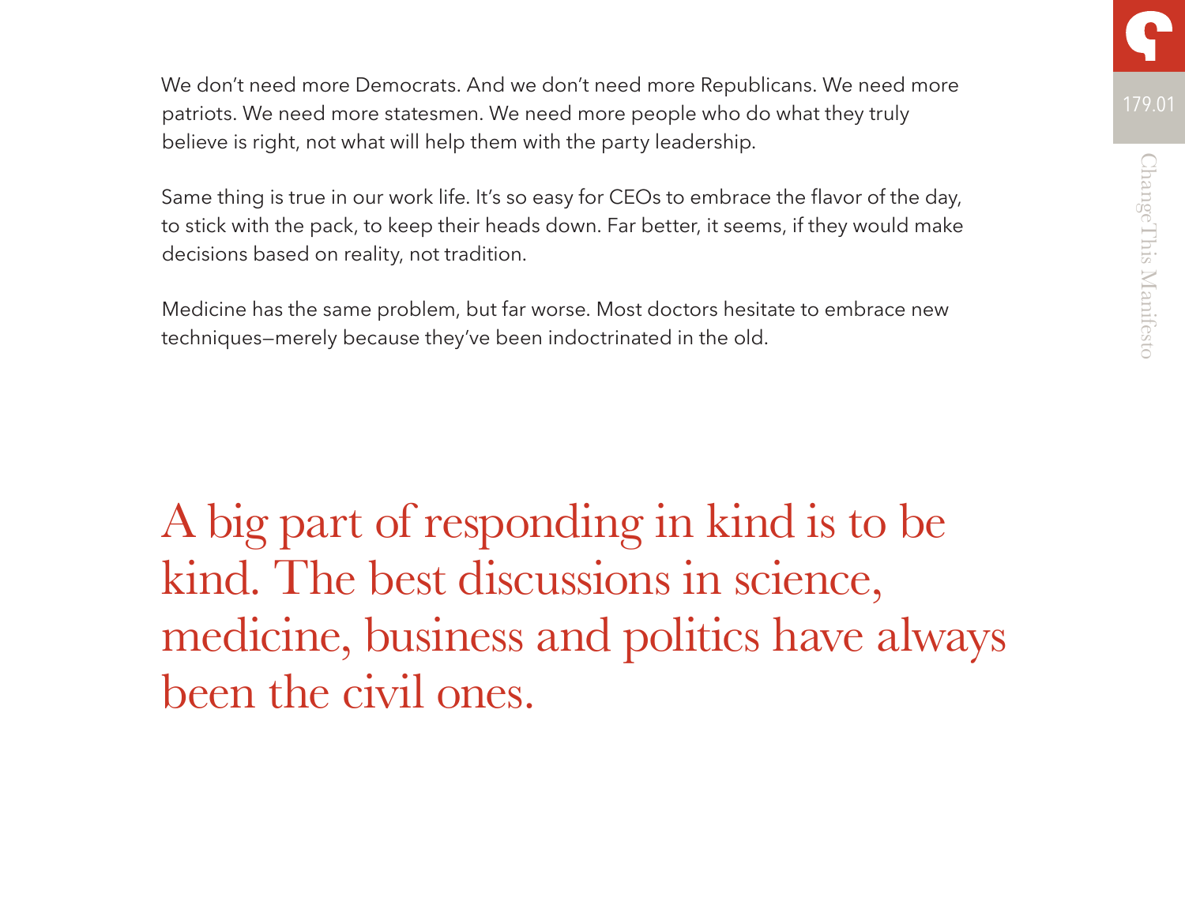We don't need more Democrats. And we don't need more Republicans. We need more patriots. We need more statesmen. We need more people who do what they truly believe is right, not what will help them with the party leadership.

Same thing is true in our work life. It's so easy for CEOs to embrace the flavor of the day, to stick with the pack, to keep their heads down. Far better, it seems, if they would make decisions based on reality, not tradition.

Medicine has the same problem, but far worse. Most doctors hesitate to embrace new techniques—merely because they've been indoctrinated in the old.

> A big part of responding in kind is to be kind. The best discussions in science, medicine, business and politics have always been the civil ones.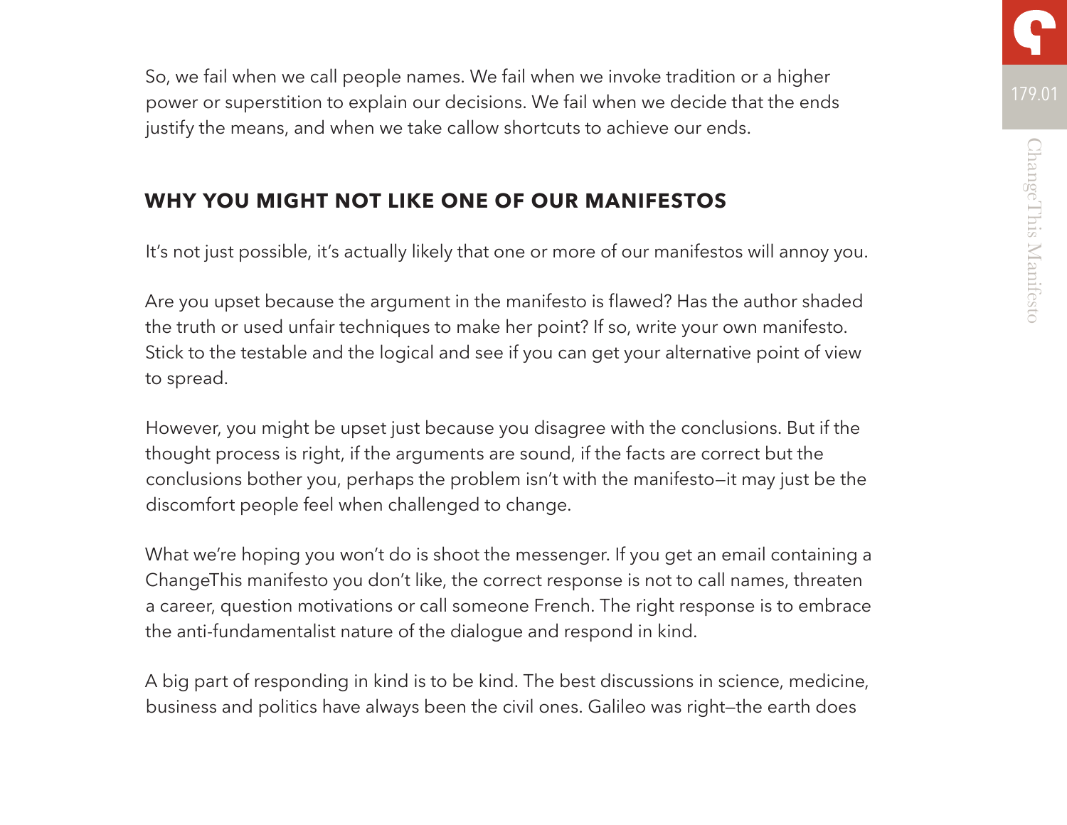So, we fail when we call people names. We fail when we invoke tradition or a higher power or superstition to explain our decisions. We fail when we decide that the ends justify the means, and when we take callow shortcuts to achieve our ends.

## WHY YOU MIGHT NOT LIKE ONE OF OUR MANIFESTOS

It's not just possible, it's actually likely that one or more of our manifestos will annoy you.

Are you upset because the argument in the manifesto is flawed? Has the author shaded the truth or used unfair techniques to make her point? If so, write your own manifesto. Stick to the testable and the logical and see if you can get your alternative point of view to spread.

However, you might be upset just because you disagree with the conclusions. But if the thought process is right, if the arguments are sound, if the facts are correct but the conclusions bother you, perhaps the problem isn't with the manifesto—it may just be the discomfort people feel when challenged to change.

What we're hoping you won't do is shoot the messenger. If you get an email containing a ChangeThis manifesto you don't like, the correct response is not to call names, threaten a career, question motivations or call someone French. The right response is to embrace the anti-fundamentalist nature of the dialogue and respond in kind.

A big part of responding in kind is to be kind. The best discussions in science, medicine, business and politics have always been the civil ones. Galileo was right—the earth does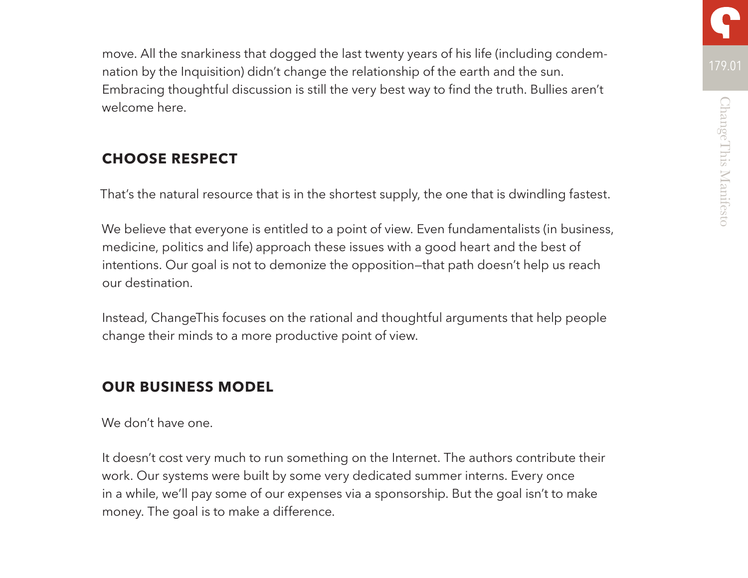move. All the snarkiness that dogged the last twenty years of his life (including condemnation by the Inquisition) didn't change the relationship of the earth and the sun. Embracing thoughtful discussion is still the very best way to find the truth. Bullies aren't welcome here.

## CHOOSE RESPECT

That's the natural resource that is in the shortest supply, the one that is dwindling fastest.

We believe that everyone is entitled to a point of view. Even fundamentalists (in business, medicine, politics and life) approach these issues with a good heart and the best of intentions. Our goal is not to demonize the opposition—that path doesn't help us reach our destination.

Instead, ChangeThis focuses on the rational and thoughtful arguments that help people change their minds to a more productive point of view.

## OUR BUSINESS MODEL

We don't have one.

It doesn't cost very much to run something on the Internet. The authors contribute their work. Our systems were built by some very dedicated summer interns. Every once in a while, we'll pay some of our expenses via a sponsorship. But the goal isn't to make money. The goal is to make a difference.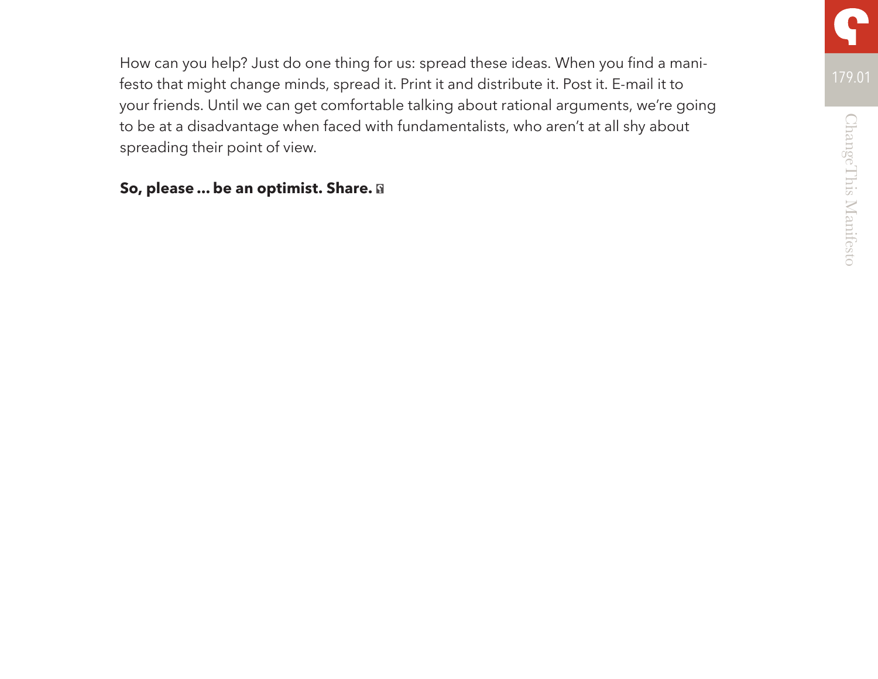How can you help? Just do one thing for us: spread these ideas. When you find a manifesto that might change minds, spread it. Print it and distribute it. Post it. E-mail it to your friends. Until we can get comfortable talking about rational arguments, we're going to be at a disadvantage when faced with fundamentalists, who aren't at all shy about spreading their point of view.

**So, please ... be an optimist. Share.**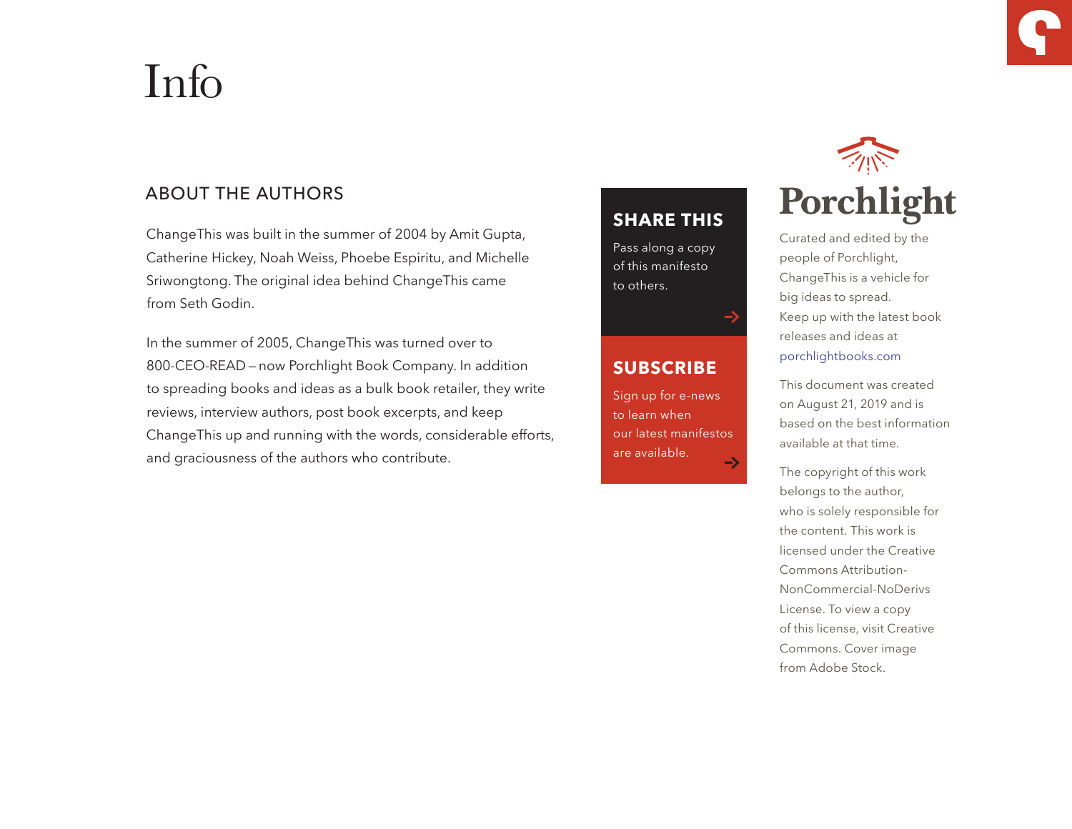# Info

## ABOUT THE AUTHORS

ChangeThis was built in the summer of 2004 by Amit Gupta, Catherine Hickey, Noah Weiss, Phoebe Espiritu, and Michelle Sriwongtong. The original idea behind ChangeThis came from Seth Godin.

In the summer of 2005, ChangeThis was turned over to 800-CEO-READ—now Porchlight Book Company. In addition to spreading books and ideas as a bulk book retailer, they write reviews, interview authors, post book excerpts, and keep ChangeThis up and running with the words, considerable efforts, and graciousness of the authors who contribute.

**SHARE THIS**

Pass along a copy of this manifesto to others.

**SUBSCRIBE**

Sign up for e-news to learn when our latest manifestos are available.

Porchlight

Curated and edited by the people of Porchlight, ChangeThis is a vehicle for big ideas to spread. Keep up with the latest book releases and ideas at porchlightbooks.com

This document was created on August 21, 2019 and is based on the best information available at that time.

The copyright of this work belongs to the author, who is solely responsible for the content. This work is licensed under the Creative Commons Attribution-NonCommercial-NoDerivs License. To view a copy of this license, visit Creative Commons. Cover image from Adobe Stock.